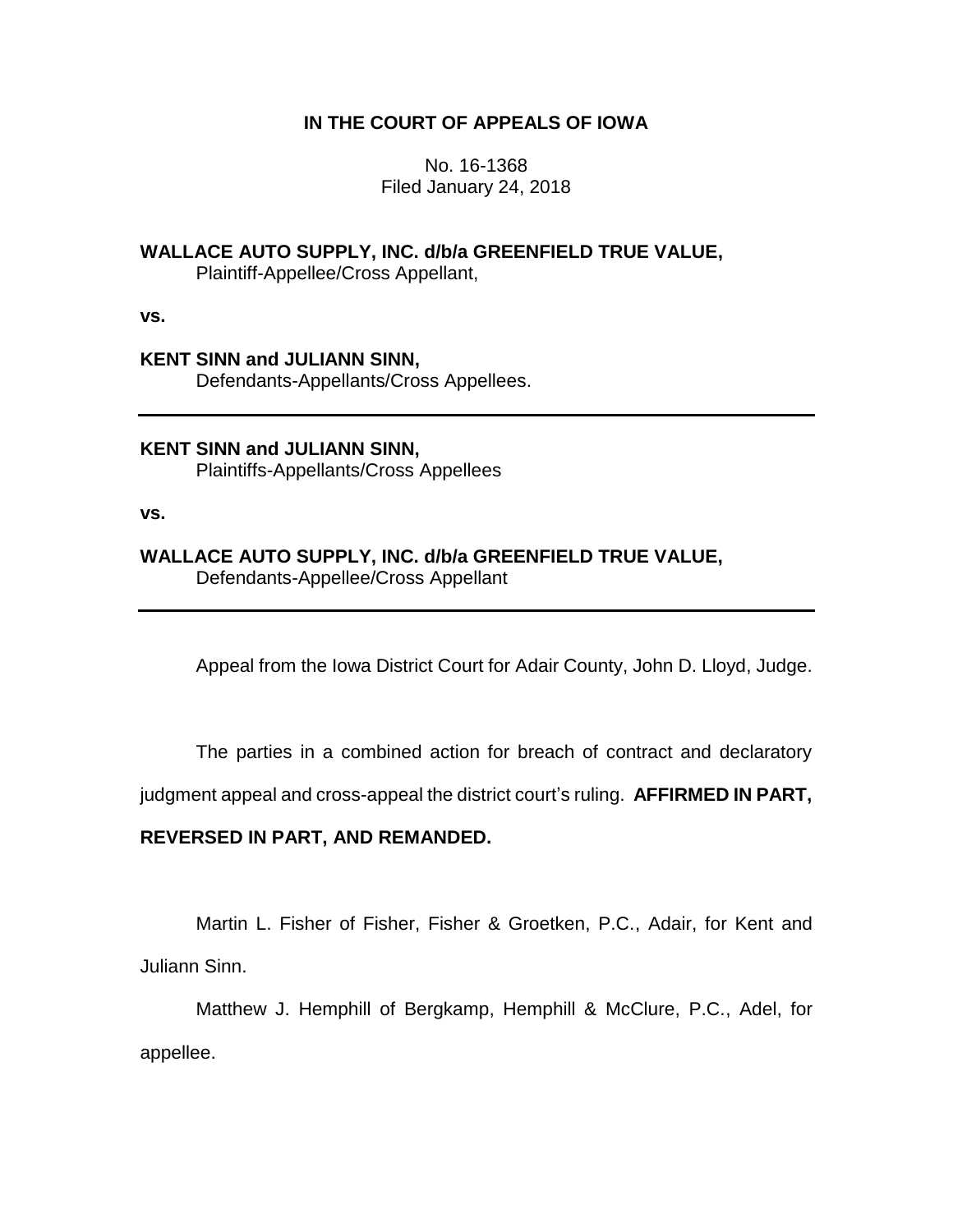**IN THE COURT OF APPEALS OF IOWA**

No. 16-1368
Filed January 24, 2018

**WALLACE AUTO SUPPLY, INC. d/b/a GREENFIELD TRUE VALUE,**
Plaintiff-Appellee/Cross Appellant,

**vs.**

**KENT SINN and JULIANN SINN,**
Defendants-Appellants/Cross Appellees.

---

**KENT SINN and JULIANN SINN,**
Plaintiffs-Appellants/Cross Appellees

**vs.**

**WALLACE AUTO SUPPLY, INC. d/b/a GREENFIELD TRUE VALUE,**
Defendants-Appellee/Cross Appellant

---

Appeal from the Iowa District Court for Adair County, John D. Lloyd, Judge.

The parties in a combined action for breach of contract and declaratory judgment appeal and cross-appeal the district court's ruling. **AFFIRMED IN PART, REVERSED IN PART, AND REMANDED.**

Martin L. Fisher of Fisher, Fisher & Groetken, P.C., Adair, for Kent and Juliann Sinn.

Matthew J. Hemphill of Bergkamp, Hemphill & McClure, P.C., Adel, for appellee.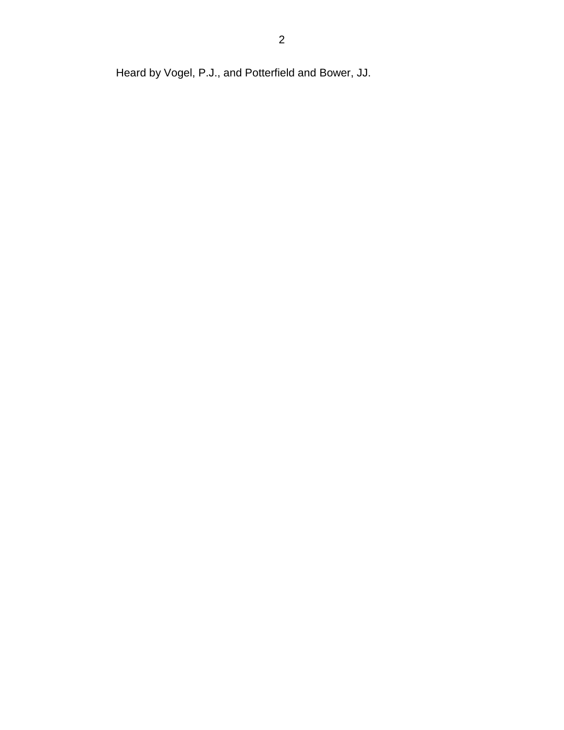Heard by Vogel, P.J., and Potterfield and Bower, JJ.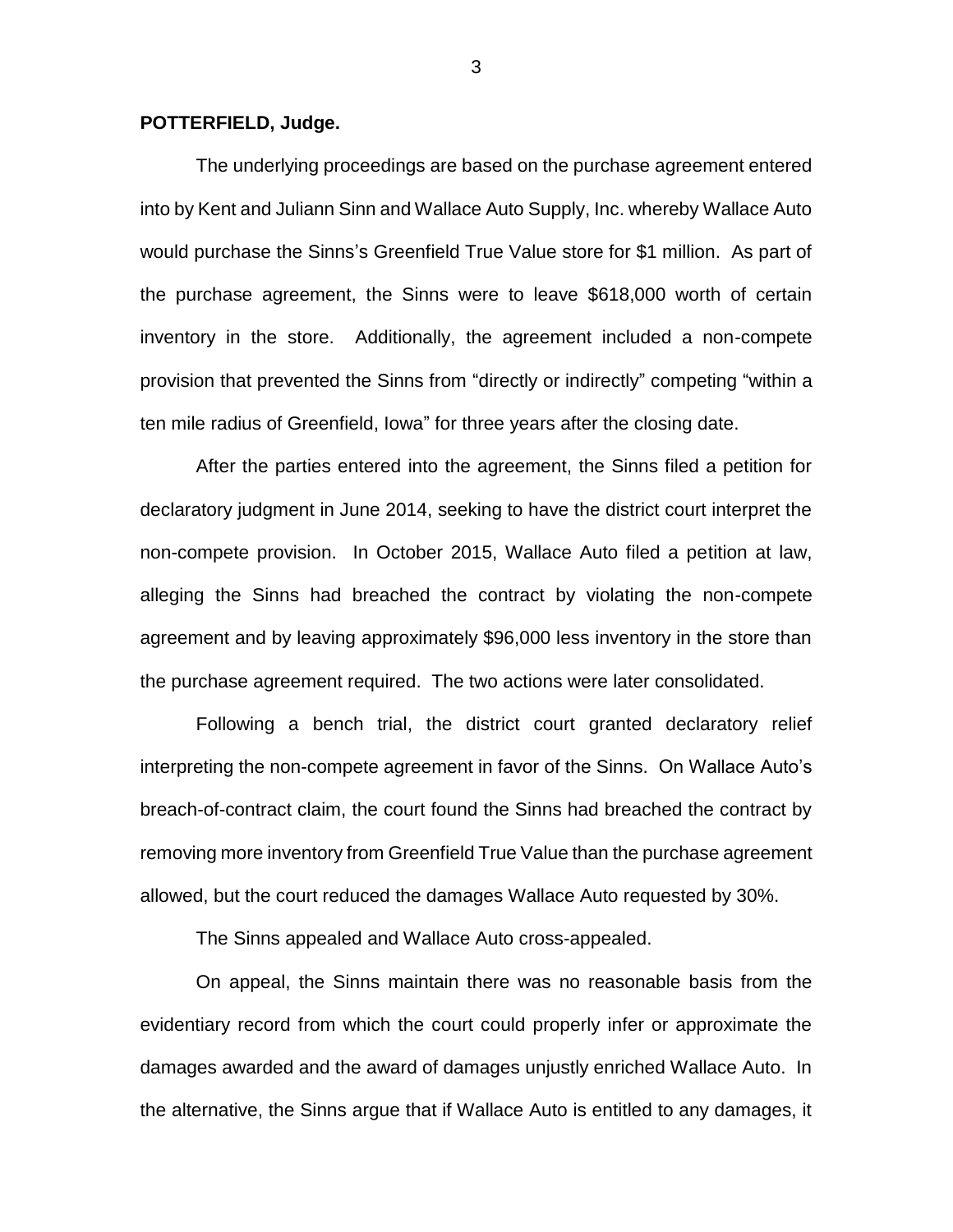**POTTERFIELD, Judge.**

The underlying proceedings are based on the purchase agreement entered into by Kent and Juliann Sinn and Wallace Auto Supply, Inc. whereby Wallace Auto would purchase the Sinns's Greenfield True Value store for $1 million. As part of the purchase agreement, the Sinns were to leave $618,000 worth of certain inventory in the store. Additionally, the agreement included a non-compete provision that prevented the Sinns from "directly or indirectly" competing "within a ten mile radius of Greenfield, Iowa" for three years after the closing date.

After the parties entered into the agreement, the Sinns filed a petition for declaratory judgment in June 2014, seeking to have the district court interpret the non-compete provision. In October 2015, Wallace Auto filed a petition at law, alleging the Sinns had breached the contract by violating the non-compete agreement and by leaving approximately $96,000 less inventory in the store than the purchase agreement required. The two actions were later consolidated.

Following a bench trial, the district court granted declaratory relief interpreting the non-compete agreement in favor of the Sinns. On Wallace Auto's breach-of-contract claim, the court found the Sinns had breached the contract by removing more inventory from Greenfield True Value than the purchase agreement allowed, but the court reduced the damages Wallace Auto requested by 30%.

The Sinns appealed and Wallace Auto cross-appealed.

On appeal, the Sinns maintain there was no reasonable basis from the evidentiary record from which the court could properly infer or approximate the damages awarded and the award of damages unjustly enriched Wallace Auto. In the alternative, the Sinns argue that if Wallace Auto is entitled to any damages, it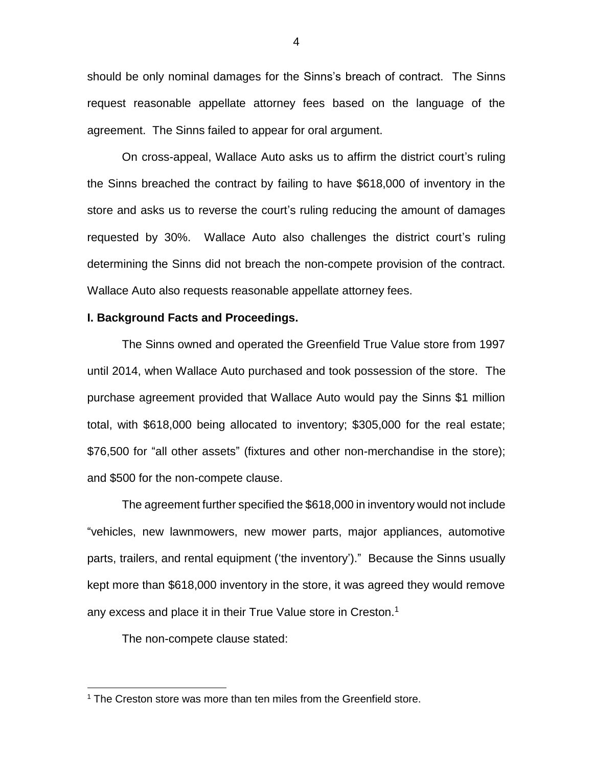should be only nominal damages for the Sinns's breach of contract. The Sinns request reasonable appellate attorney fees based on the language of the agreement. The Sinns failed to appear for oral argument.

On cross-appeal, Wallace Auto asks us to affirm the district court's ruling the Sinns breached the contract by failing to have $618,000 of inventory in the store and asks us to reverse the court's ruling reducing the amount of damages requested by 30%. Wallace Auto also challenges the district court's ruling determining the Sinns did not breach the non-compete provision of the contract. Wallace Auto also requests reasonable appellate attorney fees.

**I. Background Facts and Proceedings.**

The Sinns owned and operated the Greenfield True Value store from 1997 until 2014, when Wallace Auto purchased and took possession of the store. The purchase agreement provided that Wallace Auto would pay the Sinns $1 million total, with $618,000 being allocated to inventory; $305,000 for the real estate; $76,500 for "all other assets" (fixtures and other non-merchandise in the store); and $500 for the non-compete clause.

The agreement further specified the $618,000 in inventory would not include "vehicles, new lawnmowers, new mower parts, major appliances, automotive parts, trailers, and rental equipment ('the inventory')." Because the Sinns usually kept more than $618,000 inventory in the store, it was agreed they would remove any excess and place it in their True Value store in Creston.[1]

The non-compete clause stated:

[1] The Creston store was more than ten miles from the Greenfield store.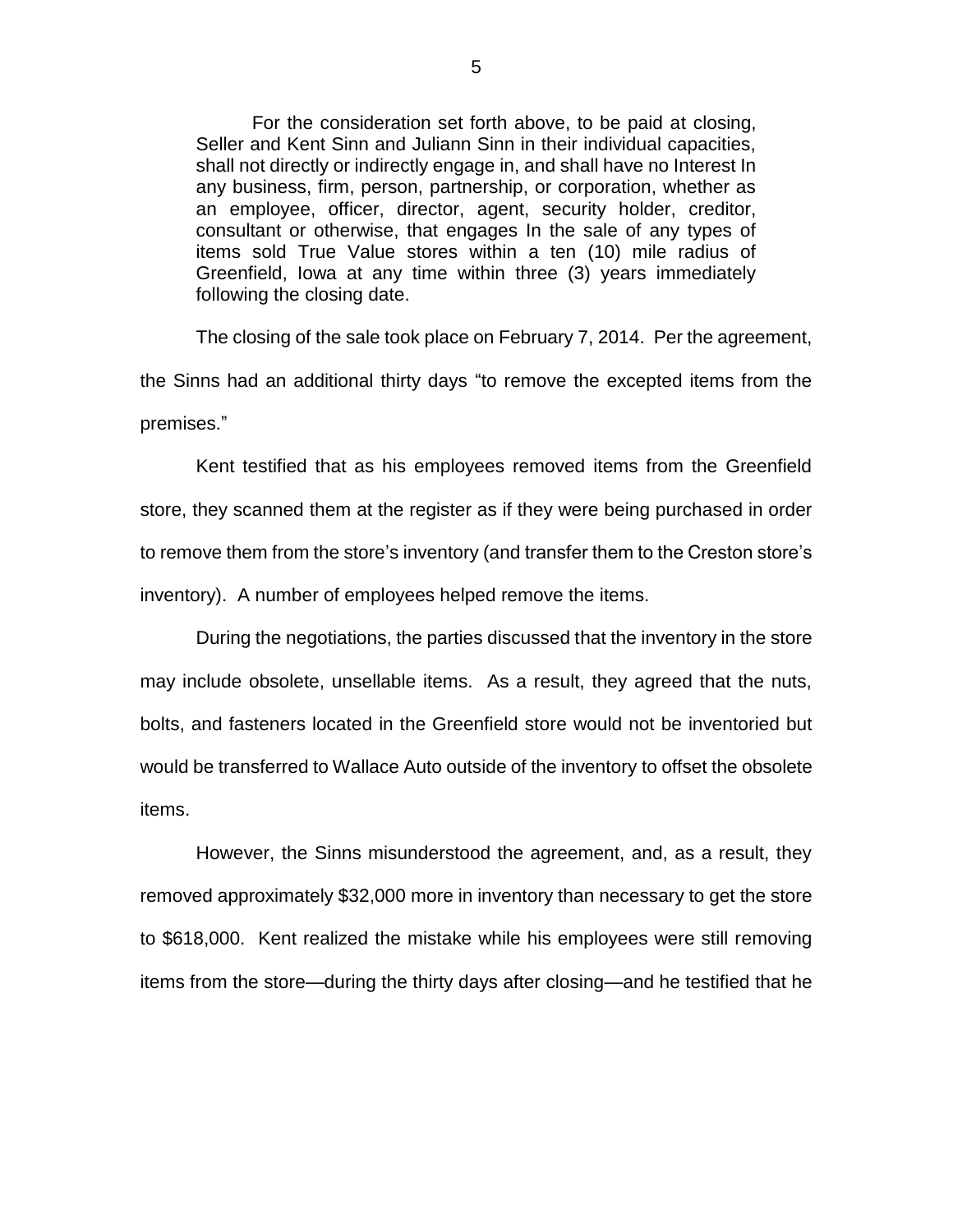> For the consideration set forth above, to be paid at closing, Seller and Kent Sinn and Juliann Sinn in their individual capacities, shall not directly or indirectly engage in, and shall have no Interest In any business, firm, person, partnership, or corporation, whether as an employee, officer, director, agent, security holder, creditor, consultant or otherwise, that engages In the sale of any types of items sold True Value stores within a ten (10) mile radius of Greenfield, Iowa at any time within three (3) years immediately following the closing date.

The closing of the sale took place on February 7, 2014. Per the agreement, the Sinns had an additional thirty days "to remove the excepted items from the premises."

Kent testified that as his employees removed items from the Greenfield store, they scanned them at the register as if they were being purchased in order to remove them from the store's inventory (and transfer them to the Creston store's inventory). A number of employees helped remove the items.

During the negotiations, the parties discussed that the inventory in the store may include obsolete, unsellable items. As a result, they agreed that the nuts, bolts, and fasteners located in the Greenfield store would not be inventoried but would be transferred to Wallace Auto outside of the inventory to offset the obsolete items.

However, the Sinns misunderstood the agreement, and, as a result, they removed approximately $32,000 more in inventory than necessary to get the store to $618,000. Kent realized the mistake while his employees were still removing items from the store—during the thirty days after closing—and he testified that he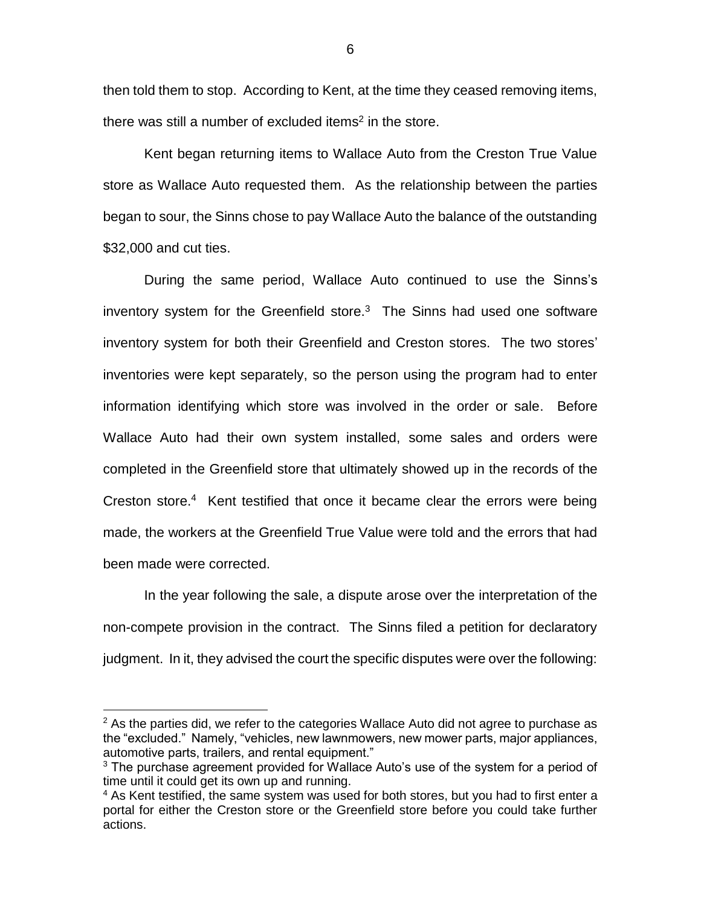then told them to stop. According to Kent, at the time they ceased removing items, there was still a number of excluded items[2] in the store.

Kent began returning items to Wallace Auto from the Creston True Value store as Wallace Auto requested them. As the relationship between the parties began to sour, the Sinns chose to pay Wallace Auto the balance of the outstanding $32,000 and cut ties.

During the same period, Wallace Auto continued to use the Sinns's inventory system for the Greenfield store.[3] The Sinns had used one software inventory system for both their Greenfield and Creston stores. The two stores' inventories were kept separately, so the person using the program had to enter information identifying which store was involved in the order or sale. Before Wallace Auto had their own system installed, some sales and orders were completed in the Greenfield store that ultimately showed up in the records of the Creston store.[4] Kent testified that once it became clear the errors were being made, the workers at the Greenfield True Value were told and the errors that had been made were corrected.

In the year following the sale, a dispute arose over the interpretation of the non-compete provision in the contract. The Sinns filed a petition for declaratory judgment. In it, they advised the court the specific disputes were over the following:

---

[2] As the parties did, we refer to the categories Wallace Auto did not agree to purchase as the "excluded." Namely, "vehicles, new lawnmowers, new mower parts, major appliances, automotive parts, trailers, and rental equipment."

[3] The purchase agreement provided for Wallace Auto's use of the system for a period of time until it could get its own up and running.

[4] As Kent testified, the same system was used for both stores, but you had to first enter a portal for either the Creston store or the Greenfield store before you could take further actions.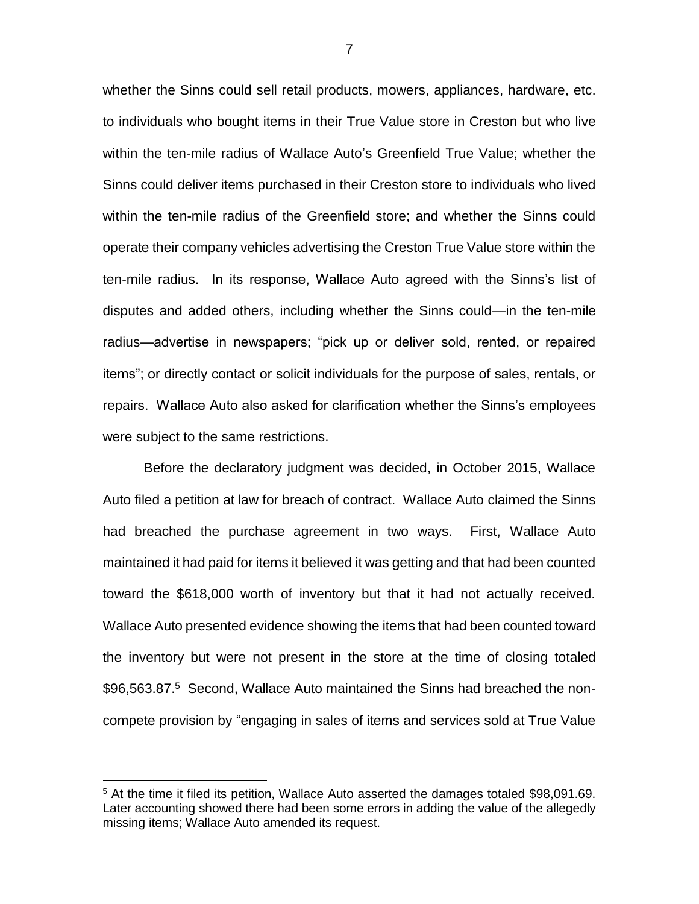whether the Sinns could sell retail products, mowers, appliances, hardware, etc. to individuals who bought items in their True Value store in Creston but who live within the ten-mile radius of Wallace Auto's Greenfield True Value; whether the Sinns could deliver items purchased in their Creston store to individuals who lived within the ten-mile radius of the Greenfield store; and whether the Sinns could operate their company vehicles advertising the Creston True Value store within the ten-mile radius. In its response, Wallace Auto agreed with the Sinns's list of disputes and added others, including whether the Sinns could—in the ten-mile radius—advertise in newspapers; "pick up or deliver sold, rented, or repaired items"; or directly contact or solicit individuals for the purpose of sales, rentals, or repairs. Wallace Auto also asked for clarification whether the Sinns's employees were subject to the same restrictions.

Before the declaratory judgment was decided, in October 2015, Wallace Auto filed a petition at law for breach of contract. Wallace Auto claimed the Sinns had breached the purchase agreement in two ways. First, Wallace Auto maintained it had paid for items it believed it was getting and that had been counted toward the \$618,000 worth of inventory but that it had not actually received. Wallace Auto presented evidence showing the items that had been counted toward the inventory but were not present in the store at the time of closing totaled \$96,563.87.[5] Second, Wallace Auto maintained the Sinns had breached the non-compete provision by "engaging in sales of items and services sold at True Value

[5] At the time it filed its petition, Wallace Auto asserted the damages totaled \$98,091.69. Later accounting showed there had been some errors in adding the value of the allegedly missing items; Wallace Auto amended its request.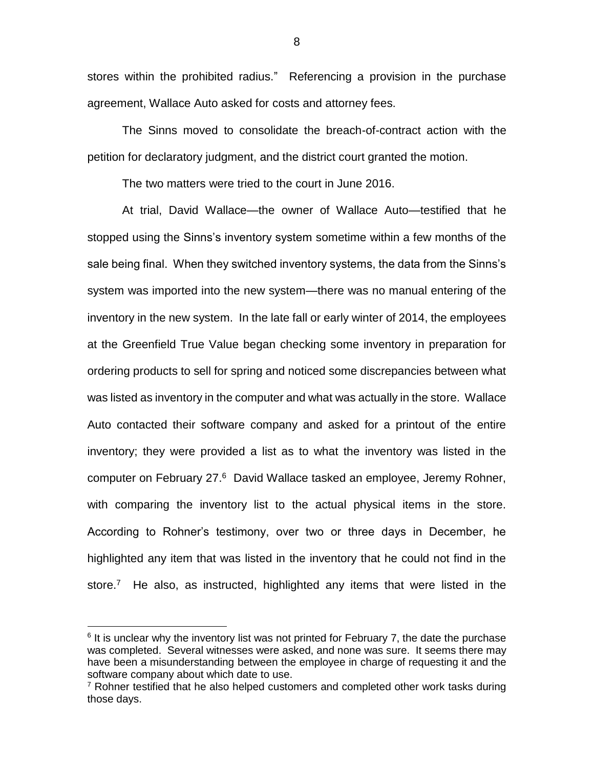stores within the prohibited radius." Referencing a provision in the purchase agreement, Wallace Auto asked for costs and attorney fees.

The Sinns moved to consolidate the breach-of-contract action with the petition for declaratory judgment, and the district court granted the motion.

The two matters were tried to the court in June 2016.

At trial, David Wallace—the owner of Wallace Auto—testified that he stopped using the Sinns's inventory system sometime within a few months of the sale being final. When they switched inventory systems, the data from the Sinns's system was imported into the new system—there was no manual entering of the inventory in the new system. In the late fall or early winter of 2014, the employees at the Greenfield True Value began checking some inventory in preparation for ordering products to sell for spring and noticed some discrepancies between what was listed as inventory in the computer and what was actually in the store. Wallace Auto contacted their software company and asked for a printout of the entire inventory; they were provided a list as to what the inventory was listed in the computer on February 27.[6] David Wallace tasked an employee, Jeremy Rohner, with comparing the inventory list to the actual physical items in the store. According to Rohner's testimony, over two or three days in December, he highlighted any item that was listed in the inventory that he could not find in the store.[7] He also, as instructed, highlighted any items that were listed in the

---

[6] It is unclear why the inventory list was not printed for February 7, the date the purchase was completed. Several witnesses were asked, and none was sure. It seems there may have been a misunderstanding between the employee in charge of requesting it and the software company about which date to use.

[7] Rohner testified that he also helped customers and completed other work tasks during those days.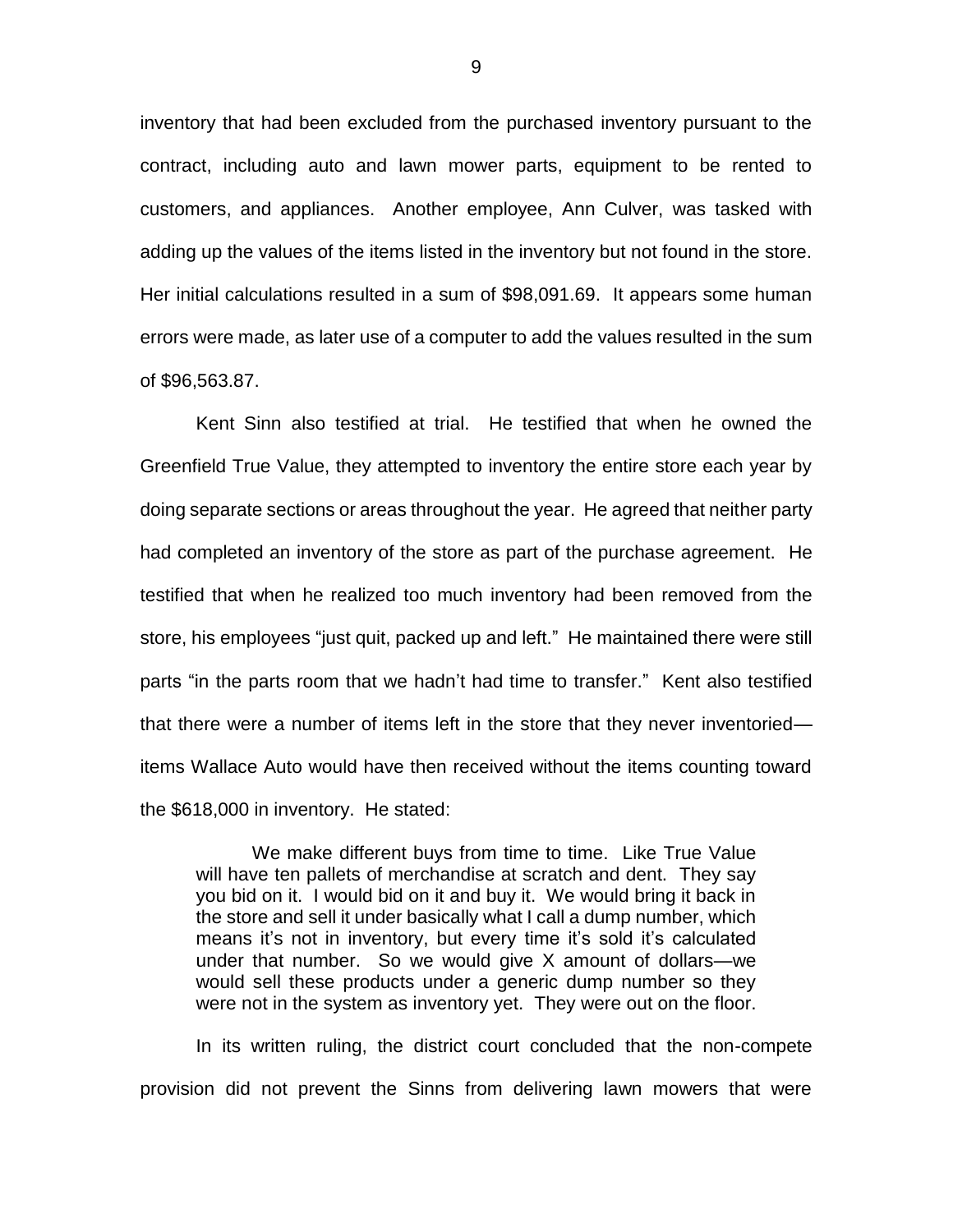inventory that had been excluded from the purchased inventory pursuant to the contract, including auto and lawn mower parts, equipment to be rented to customers, and appliances. Another employee, Ann Culver, was tasked with adding up the values of the items listed in the inventory but not found in the store. Her initial calculations resulted in a sum of $98,091.69. It appears some human errors were made, as later use of a computer to add the values resulted in the sum of $96,563.87.

Kent Sinn also testified at trial. He testified that when he owned the Greenfield True Value, they attempted to inventory the entire store each year by doing separate sections or areas throughout the year. He agreed that neither party had completed an inventory of the store as part of the purchase agreement. He testified that when he realized too much inventory had been removed from the store, his employees "just quit, packed up and left." He maintained there were still parts "in the parts room that we hadn't had time to transfer." Kent also testified that there were a number of items left in the store that they never inventoried—items Wallace Auto would have then received without the items counting toward the $618,000 in inventory. He stated:

> We make different buys from time to time. Like True Value will have ten pallets of merchandise at scratch and dent. They say you bid on it. I would bid on it and buy it. We would bring it back in the store and sell it under basically what I call a dump number, which means it's not in inventory, but every time it's sold it's calculated under that number. So we would give X amount of dollars—we would sell these products under a generic dump number so they were not in the system as inventory yet. They were out on the floor.

In its written ruling, the district court concluded that the non-compete provision did not prevent the Sinns from delivering lawn mowers that were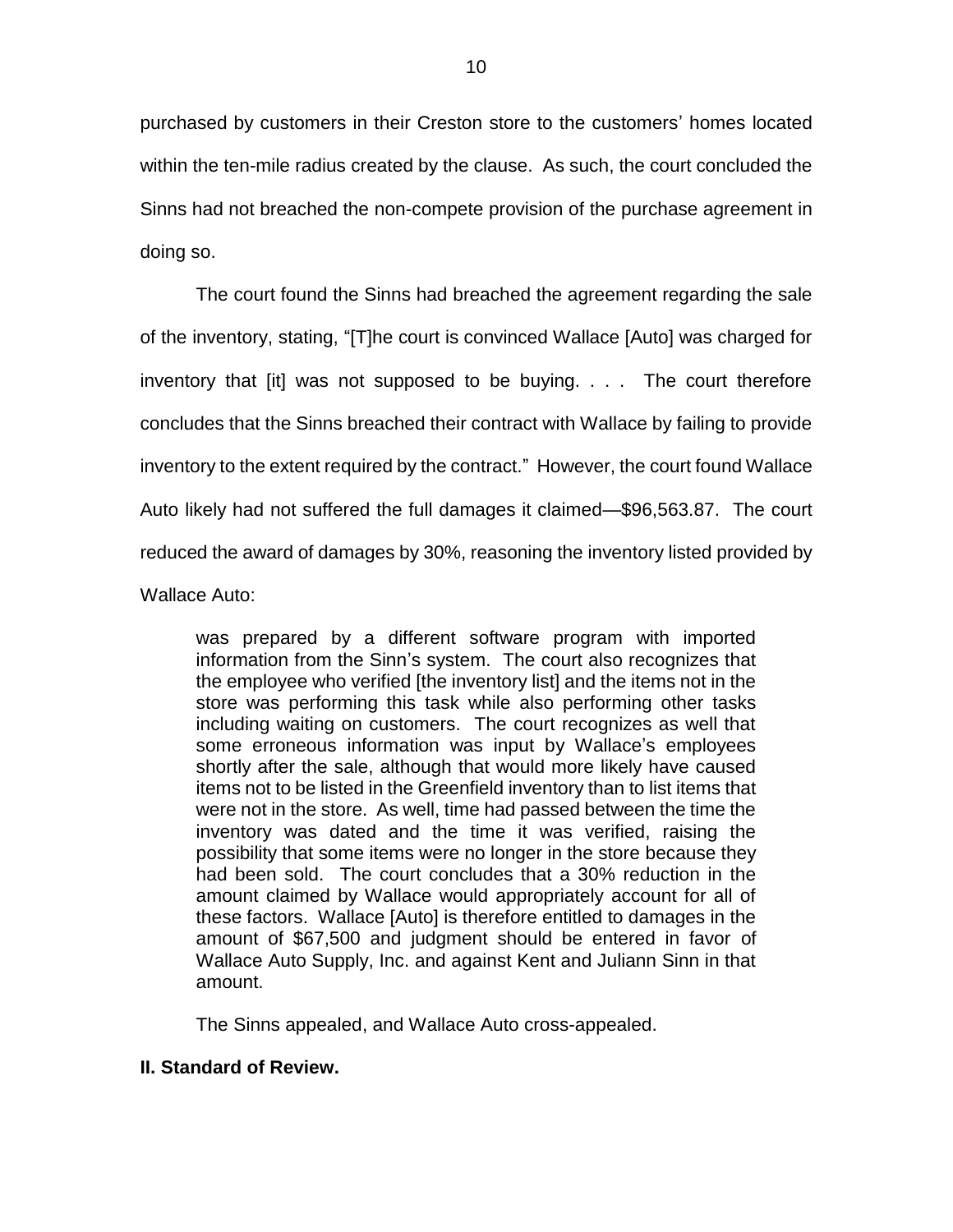purchased by customers in their Creston store to the customers' homes located within the ten-mile radius created by the clause. As such, the court concluded the Sinns had not breached the non-compete provision of the purchase agreement in doing so.

The court found the Sinns had breached the agreement regarding the sale of the inventory, stating, "[T]he court is convinced Wallace [Auto] was charged for inventory that [it] was not supposed to be buying. . . . The court therefore concludes that the Sinns breached their contract with Wallace by failing to provide inventory to the extent required by the contract." However, the court found Wallace Auto likely had not suffered the full damages it claimed—$96,563.87. The court reduced the award of damages by 30%, reasoning the inventory listed provided by Wallace Auto:

> was prepared by a different software program with imported information from the Sinn's system. The court also recognizes that the employee who verified [the inventory list] and the items not in the store was performing this task while also performing other tasks including waiting on customers. The court recognizes as well that some erroneous information was input by Wallace's employees shortly after the sale, although that would more likely have caused items not to be listed in the Greenfield inventory than to list items that were not in the store. As well, time had passed between the time the inventory was dated and the time it was verified, raising the possibility that some items were no longer in the store because they had been sold. The court concludes that a 30% reduction in the amount claimed by Wallace would appropriately account for all of these factors. Wallace [Auto] is therefore entitled to damages in the amount of $67,500 and judgment should be entered in favor of Wallace Auto Supply, Inc. and against Kent and Juliann Sinn in that amount.

The Sinns appealed, and Wallace Auto cross-appealed.

## II. Standard of Review.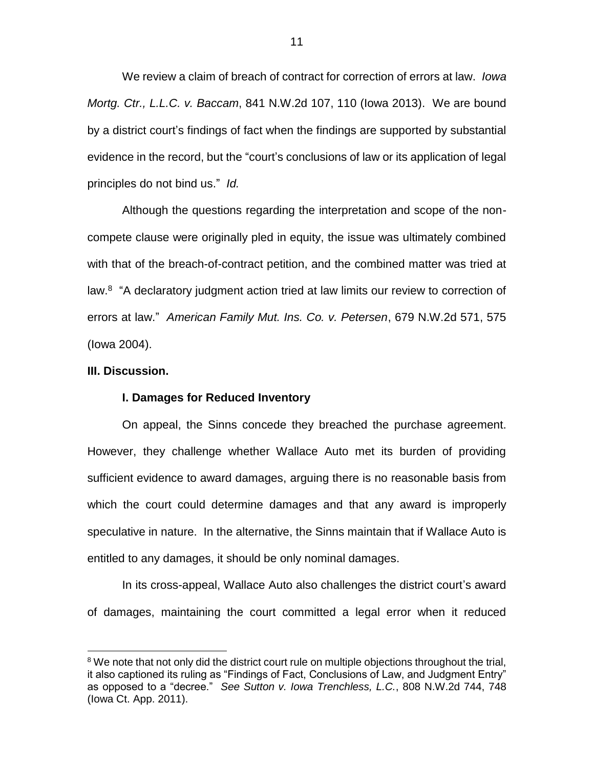We review a claim of breach of contract for correction of errors at law. *Iowa Mortg. Ctr., L.L.C. v. Baccam*, 841 N.W.2d 107, 110 (Iowa 2013). We are bound by a district court's findings of fact when the findings are supported by substantial evidence in the record, but the "court's conclusions of law or its application of legal principles do not bind us." *Id.*

Although the questions regarding the interpretation and scope of the non-compete clause were originally pled in equity, the issue was ultimately combined with that of the breach-of-contract petition, and the combined matter was tried at law.[8] "A declaratory judgment action tried at law limits our review to correction of errors at law." *American Family Mut. Ins. Co. v. Petersen*, 679 N.W.2d 571, 575 (Iowa 2004).

**III. Discussion.**

**I. Damages for Reduced Inventory**

On appeal, the Sinns concede they breached the purchase agreement. However, they challenge whether Wallace Auto met its burden of providing sufficient evidence to award damages, arguing there is no reasonable basis from which the court could determine damages and that any award is improperly speculative in nature. In the alternative, the Sinns maintain that if Wallace Auto is entitled to any damages, it should be only nominal damages.

In its cross-appeal, Wallace Auto also challenges the district court's award of damages, maintaining the court committed a legal error when it reduced

[8] We note that not only did the district court rule on multiple objections throughout the trial, it also captioned its ruling as "Findings of Fact, Conclusions of Law, and Judgment Entry" as opposed to a "decree." *See Sutton v. Iowa Trenchless, L.C.*, 808 N.W.2d 744, 748 (Iowa Ct. App. 2011).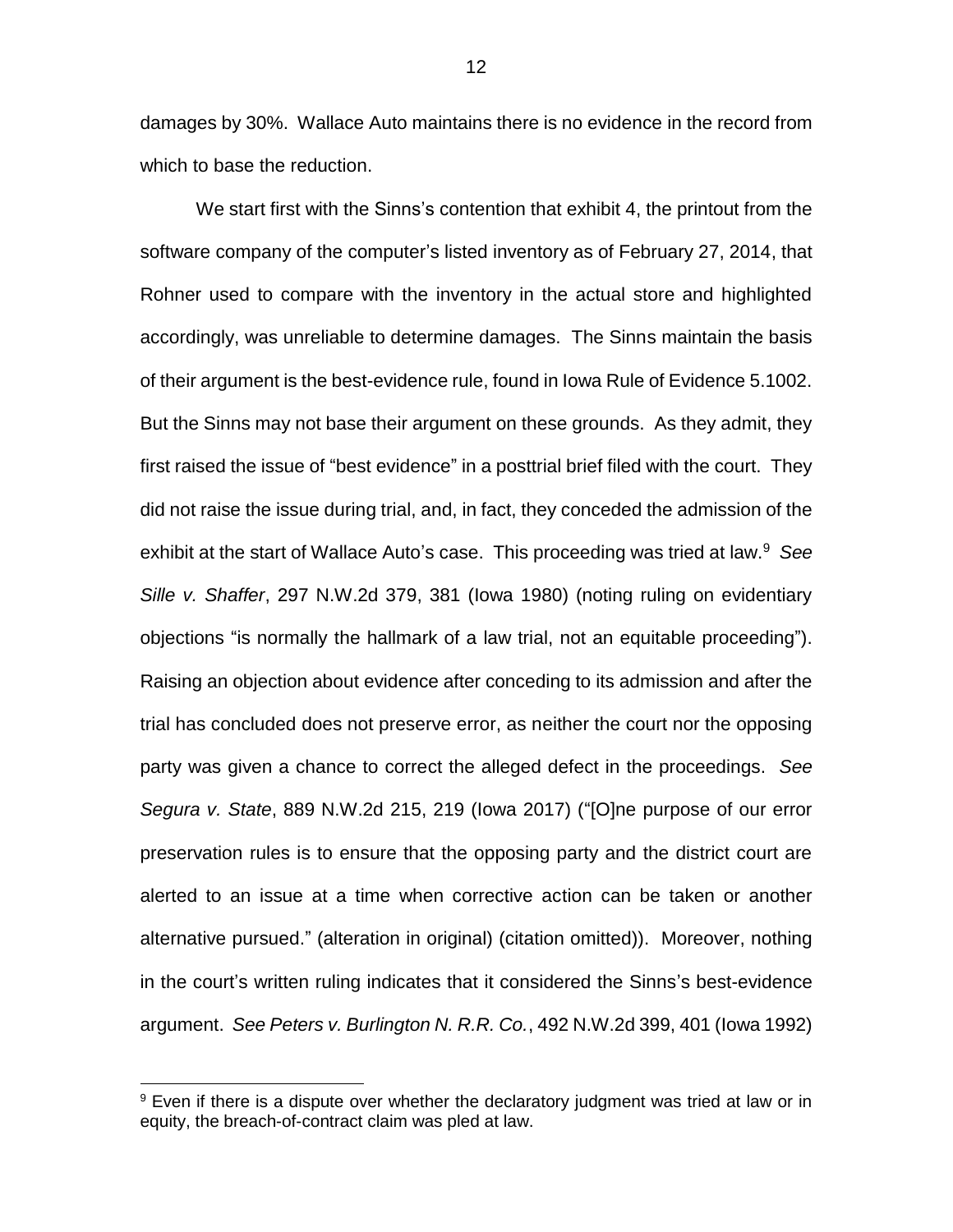damages by 30%. Wallace Auto maintains there is no evidence in the record from which to base the reduction.

We start first with the Sinns's contention that exhibit 4, the printout from the software company of the computer's listed inventory as of February 27, 2014, that Rohner used to compare with the inventory in the actual store and highlighted accordingly, was unreliable to determine damages. The Sinns maintain the basis of their argument is the best-evidence rule, found in Iowa Rule of Evidence 5.1002. But the Sinns may not base their argument on these grounds. As they admit, they first raised the issue of "best evidence" in a posttrial brief filed with the court. They did not raise the issue during trial, and, in fact, they conceded the admission of the exhibit at the start of Wallace Auto's case. This proceeding was tried at law.[9] *See Sille v. Shaffer*, 297 N.W.2d 379, 381 (Iowa 1980) (noting ruling on evidentiary objections "is normally the hallmark of a law trial, not an equitable proceeding"). Raising an objection about evidence after conceding to its admission and after the trial has concluded does not preserve error, as neither the court nor the opposing party was given a chance to correct the alleged defect in the proceedings. *See Segura v. State*, 889 N.W.2d 215, 219 (Iowa 2017) ("[O]ne purpose of our error preservation rules is to ensure that the opposing party and the district court are alerted to an issue at a time when corrective action can be taken or another alternative pursued." (alteration in original) (citation omitted)). Moreover, nothing in the court's written ruling indicates that it considered the Sinns's best-evidence argument. *See Peters v. Burlington N. R.R. Co.*, 492 N.W.2d 399, 401 (Iowa 1992)

[9] Even if there is a dispute over whether the declaratory judgment was tried at law or in equity, the breach-of-contract claim was pled at law.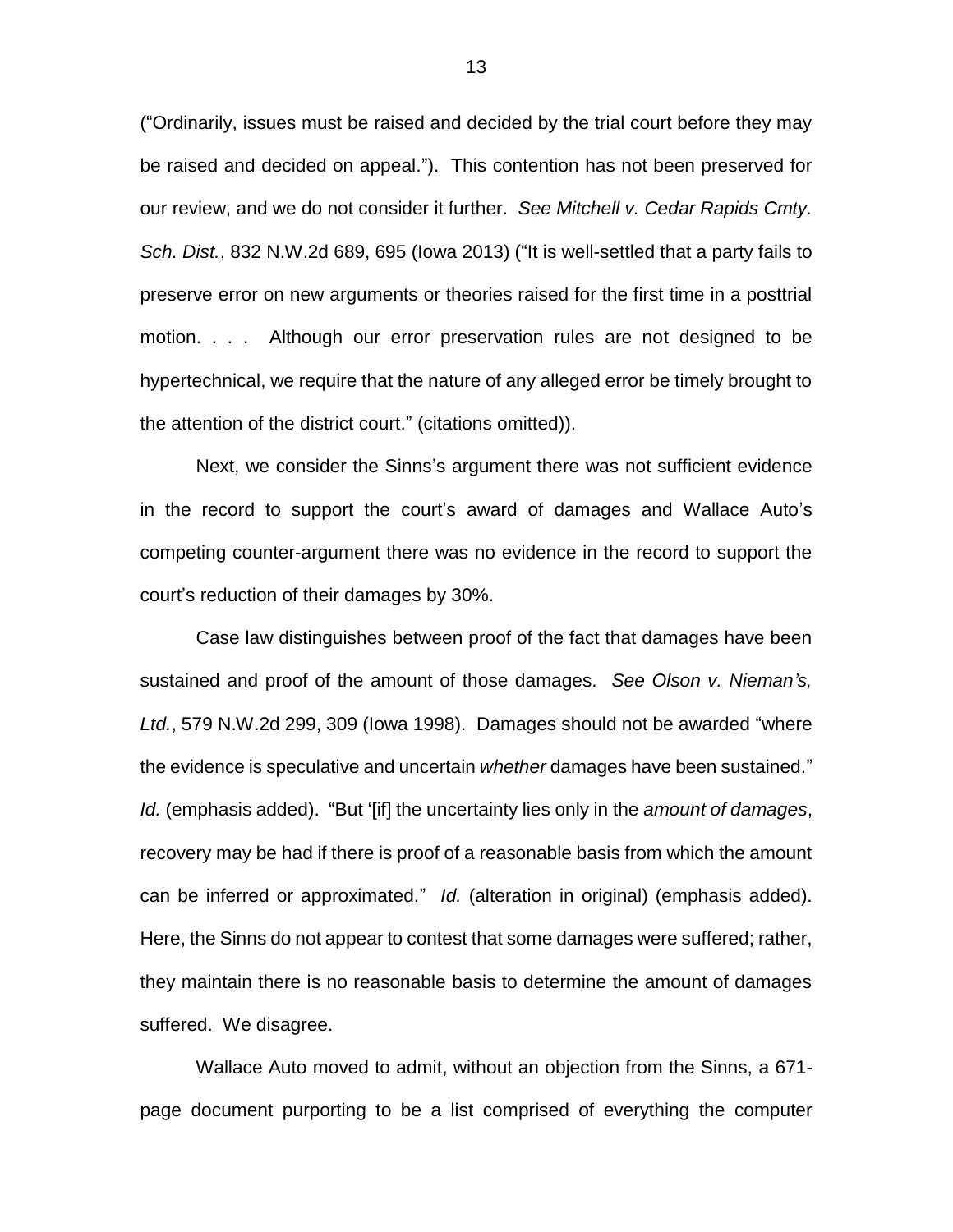("Ordinarily, issues must be raised and decided by the trial court before they may be raised and decided on appeal."). This contention has not been preserved for our review, and we do not consider it further. *See Mitchell v. Cedar Rapids Cmty. Sch. Dist.*, 832 N.W.2d 689, 695 (Iowa 2013) ("It is well-settled that a party fails to preserve error on new arguments or theories raised for the first time in a posttrial motion. . . . Although our error preservation rules are not designed to be hypertechnical, we require that the nature of any alleged error be timely brought to the attention of the district court." (citations omitted)).

Next, we consider the Sinns's argument there was not sufficient evidence in the record to support the court's award of damages and Wallace Auto's competing counter-argument there was no evidence in the record to support the court's reduction of their damages by 30%.

Case law distinguishes between proof of the fact that damages have been sustained and proof of the amount of those damages. *See Olson v. Nieman's, Ltd.*, 579 N.W.2d 299, 309 (Iowa 1998). Damages should not be awarded "where the evidence is speculative and uncertain *whether* damages have been sustained." *Id.* (emphasis added). "But '[if] the uncertainty lies only in the *amount of damages*, recovery may be had if there is proof of a reasonable basis from which the amount can be inferred or approximated." *Id.* (alteration in original) (emphasis added). Here, the Sinns do not appear to contest that some damages were suffered; rather, they maintain there is no reasonable basis to determine the amount of damages suffered. We disagree.

Wallace Auto moved to admit, without an objection from the Sinns, a 671-page document purporting to be a list comprised of everything the computer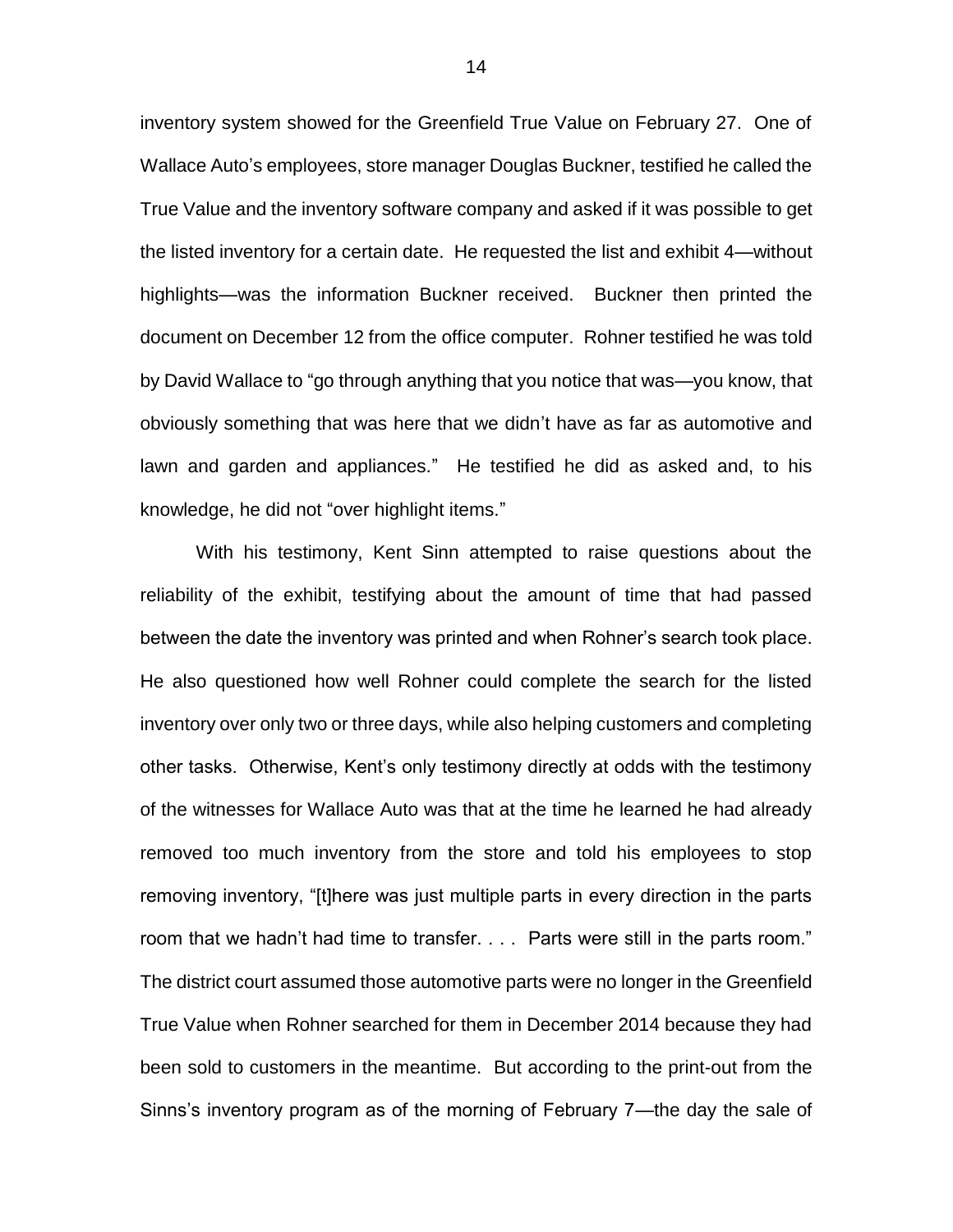inventory system showed for the Greenfield True Value on February 27. One of Wallace Auto's employees, store manager Douglas Buckner, testified he called the True Value and the inventory software company and asked if it was possible to get the listed inventory for a certain date. He requested the list and exhibit 4—without highlights—was the information Buckner received. Buckner then printed the document on December 12 from the office computer. Rohner testified he was told by David Wallace to "go through anything that you notice that was—you know, that obviously something that was here that we didn't have as far as automotive and lawn and garden and appliances." He testified he did as asked and, to his knowledge, he did not "over highlight items."

With his testimony, Kent Sinn attempted to raise questions about the reliability of the exhibit, testifying about the amount of time that had passed between the date the inventory was printed and when Rohner's search took place. He also questioned how well Rohner could complete the search for the listed inventory over only two or three days, while also helping customers and completing other tasks. Otherwise, Kent's only testimony directly at odds with the testimony of the witnesses for Wallace Auto was that at the time he learned he had already removed too much inventory from the store and told his employees to stop removing inventory, "[t]here was just multiple parts in every direction in the parts room that we hadn't had time to transfer. . . . Parts were still in the parts room." The district court assumed those automotive parts were no longer in the Greenfield True Value when Rohner searched for them in December 2014 because they had been sold to customers in the meantime. But according to the print-out from the Sinns's inventory program as of the morning of February 7—the day the sale of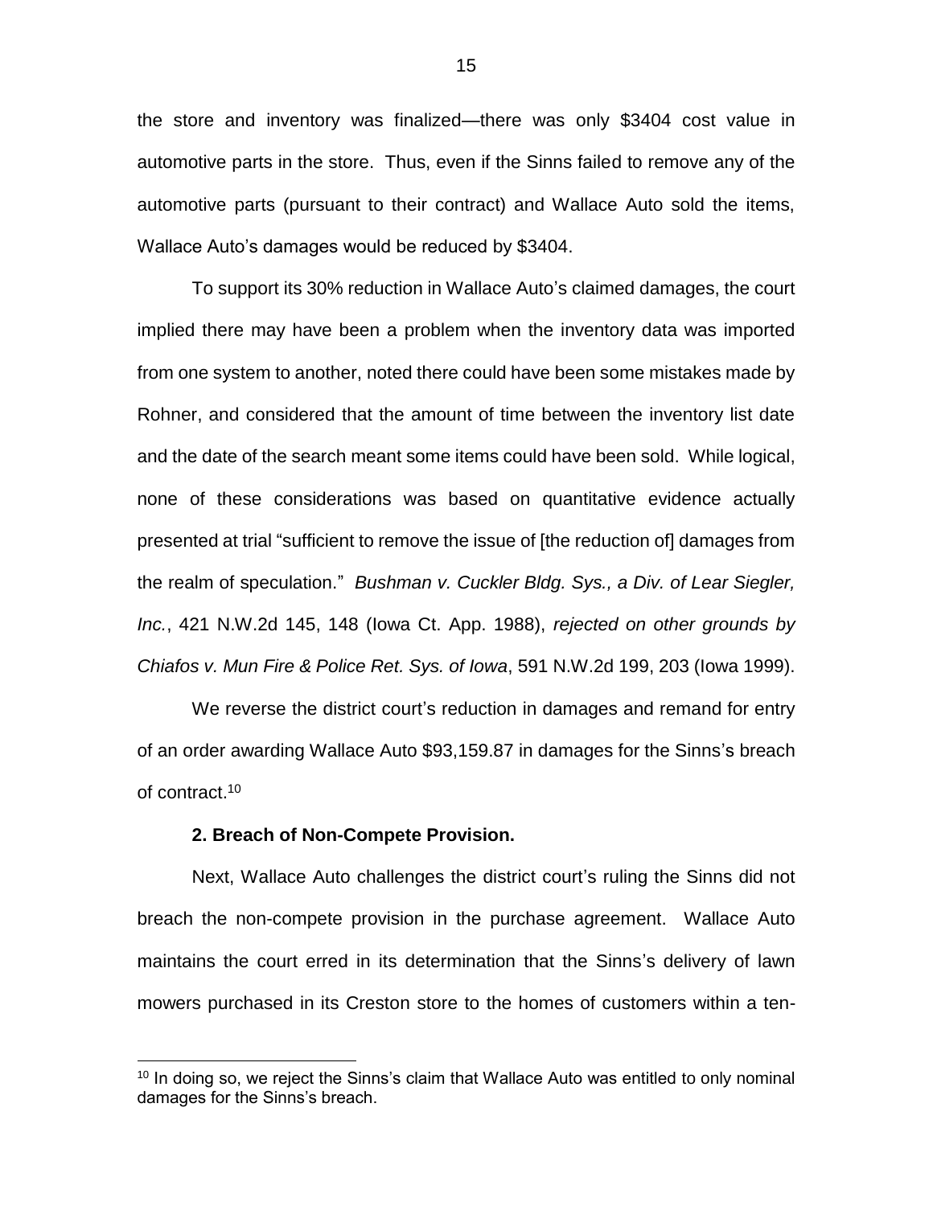the store and inventory was finalized—there was only $3404 cost value in automotive parts in the store. Thus, even if the Sinns failed to remove any of the automotive parts (pursuant to their contract) and Wallace Auto sold the items, Wallace Auto's damages would be reduced by $3404.

To support its 30% reduction in Wallace Auto's claimed damages, the court implied there may have been a problem when the inventory data was imported from one system to another, noted there could have been some mistakes made by Rohner, and considered that the amount of time between the inventory list date and the date of the search meant some items could have been sold. While logical, none of these considerations was based on quantitative evidence actually presented at trial "sufficient to remove the issue of [the reduction of] damages from the realm of speculation." *Bushman v. Cuckler Bldg. Sys., a Div. of Lear Siegler, Inc.*, 421 N.W.2d 145, 148 (Iowa Ct. App. 1988), *rejected on other grounds by Chiafos v. Mun Fire & Police Ret. Sys. of Iowa*, 591 N.W.2d 199, 203 (Iowa 1999).

We reverse the district court's reduction in damages and remand for entry of an order awarding Wallace Auto $93,159.87 in damages for the Sinns's breach of contract.[10]

**2. Breach of Non-Compete Provision.**

Next, Wallace Auto challenges the district court's ruling the Sinns did not breach the non-compete provision in the purchase agreement. Wallace Auto maintains the court erred in its determination that the Sinns's delivery of lawn mowers purchased in its Creston store to the homes of customers within a ten-

[10] In doing so, we reject the Sinns's claim that Wallace Auto was entitled to only nominal damages for the Sinns's breach.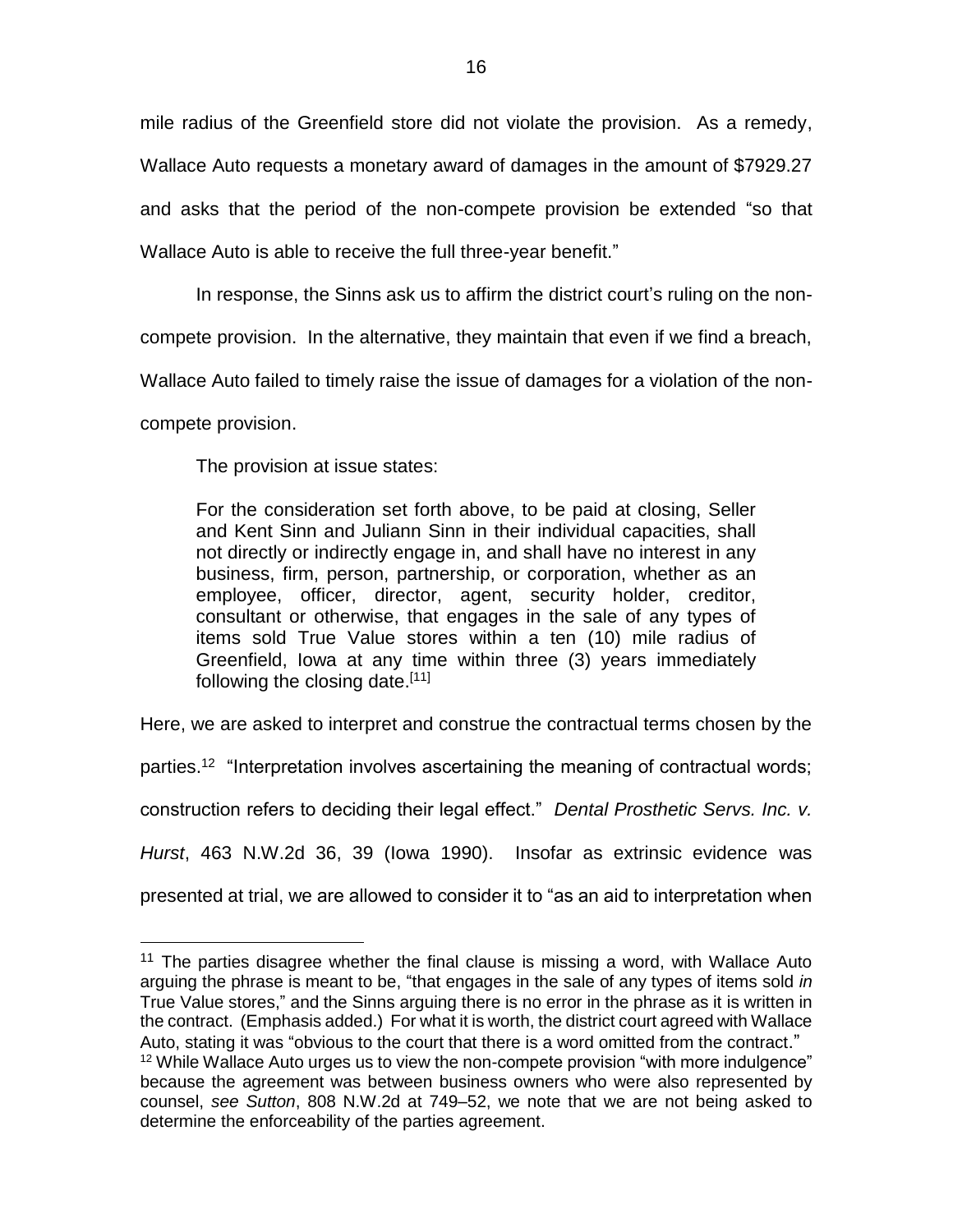mile radius of the Greenfield store did not violate the provision. As a remedy, Wallace Auto requests a monetary award of damages in the amount of $7929.27 and asks that the period of the non-compete provision be extended "so that Wallace Auto is able to receive the full three-year benefit."

In response, the Sinns ask us to affirm the district court's ruling on the non-compete provision. In the alternative, they maintain that even if we find a breach, Wallace Auto failed to timely raise the issue of damages for a violation of the non-compete provision.

The provision at issue states:

> For the consideration set forth above, to be paid at closing, Seller and Kent Sinn and Juliann Sinn in their individual capacities, shall not directly or indirectly engage in, and shall have no interest in any business, firm, person, partnership, or corporation, whether as an employee, officer, director, agent, security holder, creditor, consultant or otherwise, that engages in the sale of any types of items sold True Value stores within a ten (10) mile radius of Greenfield, Iowa at any time within three (3) years immediately following the closing date.[11]

Here, we are asked to interpret and construe the contractual terms chosen by the parties.[12] "Interpretation involves ascertaining the meaning of contractual words; construction refers to deciding their legal effect." *Dental Prosthetic Servs. Inc. v. Hurst*, 463 N.W.2d 36, 39 (Iowa 1990). Insofar as extrinsic evidence was presented at trial, we are allowed to consider it to "as an aid to interpretation when

---

[11] The parties disagree whether the final clause is missing a word, with Wallace Auto arguing the phrase is meant to be, "that engages in the sale of any types of items sold *in* True Value stores," and the Sinns arguing there is no error in the phrase as it is written in the contract. (Emphasis added.) For what it is worth, the district court agreed with Wallace Auto, stating it was "obvious to the court that there is a word omitted from the contract."

[12] While Wallace Auto urges us to view the non-compete provision "with more indulgence" because the agreement was between business owners who were also represented by counsel, *see Sutton*, 808 N.W.2d at 749–52, we note that we are not being asked to determine the enforceability of the parties agreement.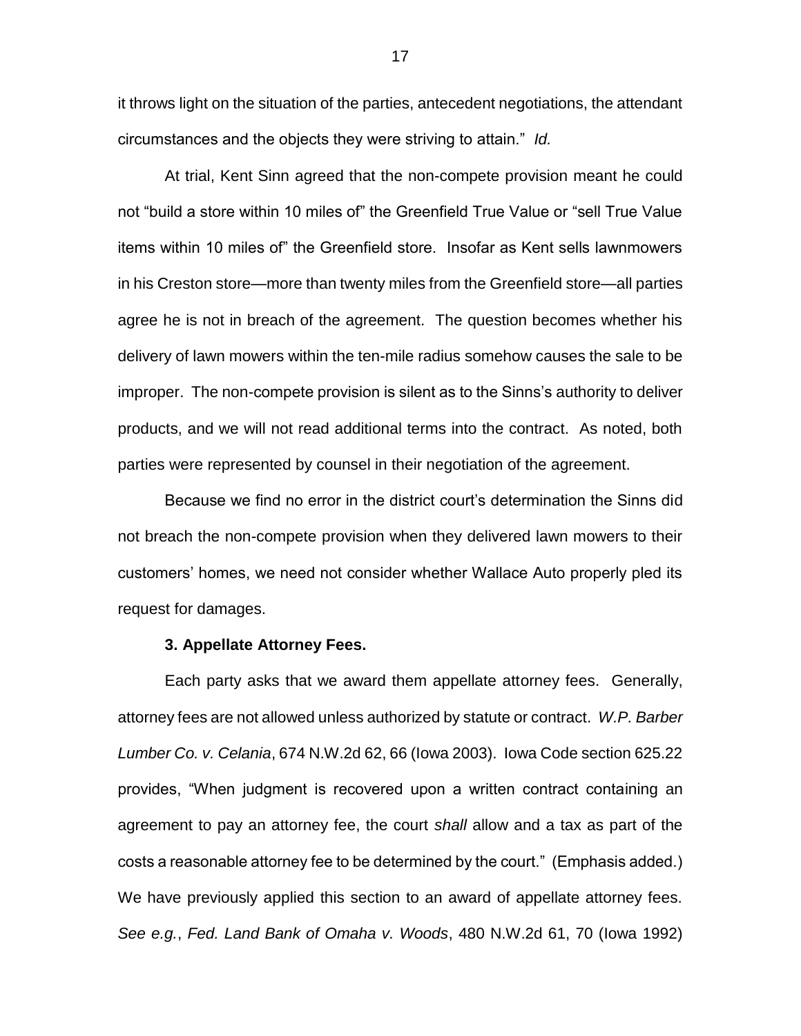it throws light on the situation of the parties, antecedent negotiations, the attendant circumstances and the objects they were striving to attain." *Id.*

At trial, Kent Sinn agreed that the non-compete provision meant he could not "build a store within 10 miles of" the Greenfield True Value or "sell True Value items within 10 miles of" the Greenfield store. Insofar as Kent sells lawnmowers in his Creston store—more than twenty miles from the Greenfield store—all parties agree he is not in breach of the agreement. The question becomes whether his delivery of lawn mowers within the ten-mile radius somehow causes the sale to be improper. The non-compete provision is silent as to the Sinns's authority to deliver products, and we will not read additional terms into the contract. As noted, both parties were represented by counsel in their negotiation of the agreement.

Because we find no error in the district court's determination the Sinns did not breach the non-compete provision when they delivered lawn mowers to their customers' homes, we need not consider whether Wallace Auto properly pled its request for damages.

**3. Appellate Attorney Fees.**

Each party asks that we award them appellate attorney fees. Generally, attorney fees are not allowed unless authorized by statute or contract. *W.P. Barber Lumber Co. v. Celania*, 674 N.W.2d 62, 66 (Iowa 2003). Iowa Code section 625.22 provides, "When judgment is recovered upon a written contract containing an agreement to pay an attorney fee, the court *shall* allow and a tax as part of the costs a reasonable attorney fee to be determined by the court." (Emphasis added.) We have previously applied this section to an award of appellate attorney fees. *See e.g.*, *Fed. Land Bank of Omaha v. Woods*, 480 N.W.2d 61, 70 (Iowa 1992)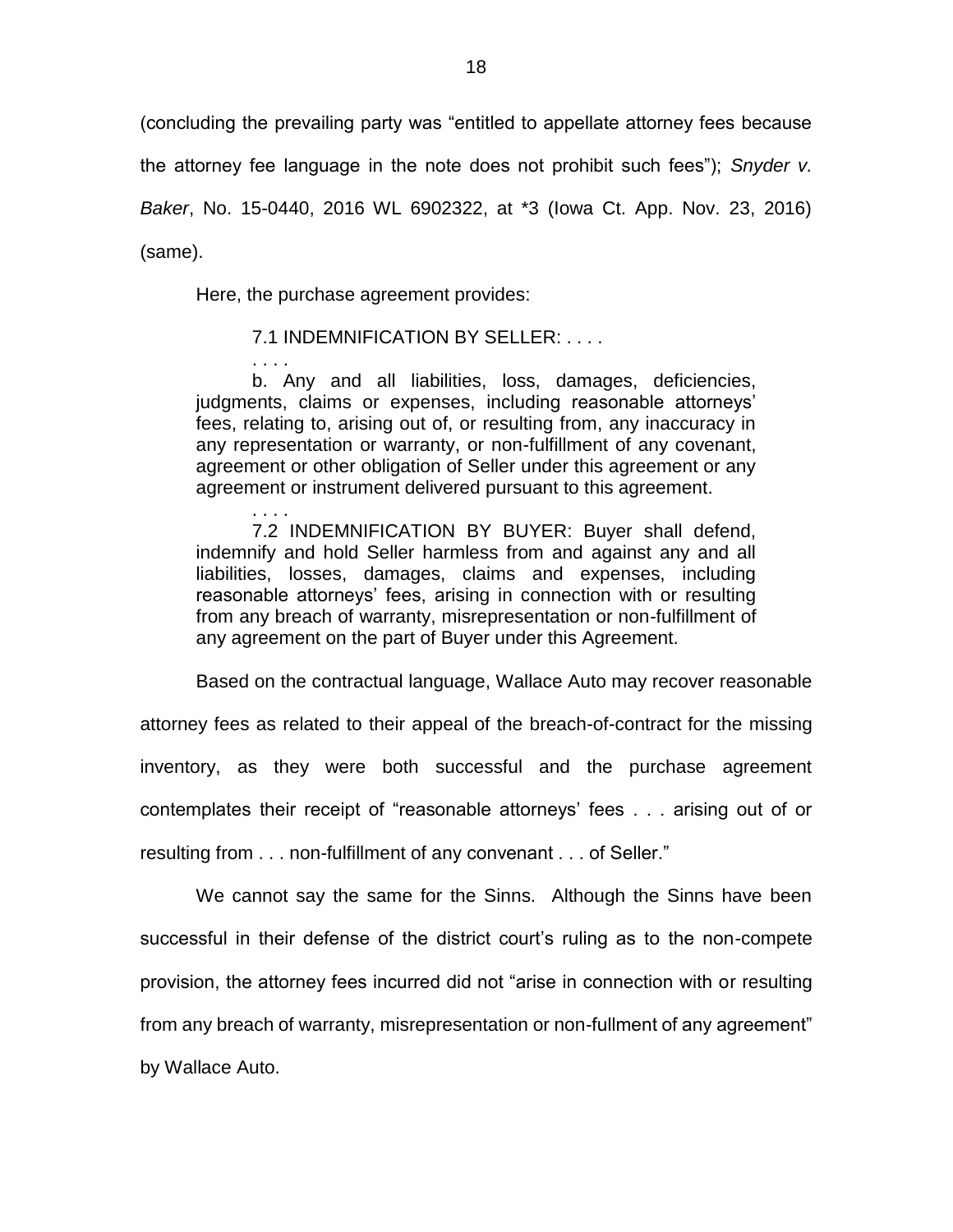(concluding the prevailing party was "entitled to appellate attorney fees because the attorney fee language in the note does not prohibit such fees"); *Snyder v. Baker*, No. 15-0440, 2016 WL 6902322, at *3 (Iowa Ct. App. Nov. 23, 2016) (same).

Here, the purchase agreement provides:

> 7.1 INDEMNIFICATION BY SELLER: . . . .
>
> . . . .
>
> b. Any and all liabilities, loss, damages, deficiencies, judgments, claims or expenses, including reasonable attorneys' fees, relating to, arising out of, or resulting from, any inaccuracy in any representation or warranty, or non-fulfillment of any covenant, agreement or other obligation of Seller under this agreement or any agreement or instrument delivered pursuant to this agreement.
>
> . . . .
>
> 7.2 INDEMNIFICATION BY BUYER: Buyer shall defend, indemnify and hold Seller harmless from and against any and all liabilities, losses, damages, claims and expenses, including reasonable attorneys' fees, arising in connection with or resulting from any breach of warranty, misrepresentation or non-fulfillment of any agreement on the part of Buyer under this Agreement.

Based on the contractual language, Wallace Auto may recover reasonable attorney fees as related to their appeal of the breach-of-contract for the missing inventory, as they were both successful and the purchase agreement contemplates their receipt of "reasonable attorneys' fees . . . arising out of or resulting from . . . non-fulfillment of any convenant . . . of Seller."

We cannot say the same for the Sinns. Although the Sinns have been successful in their defense of the district court's ruling as to the non-compete provision, the attorney fees incurred did not "arise in connection with or resulting from any breach of warranty, misrepresentation or non-fullment of any agreement" by Wallace Auto.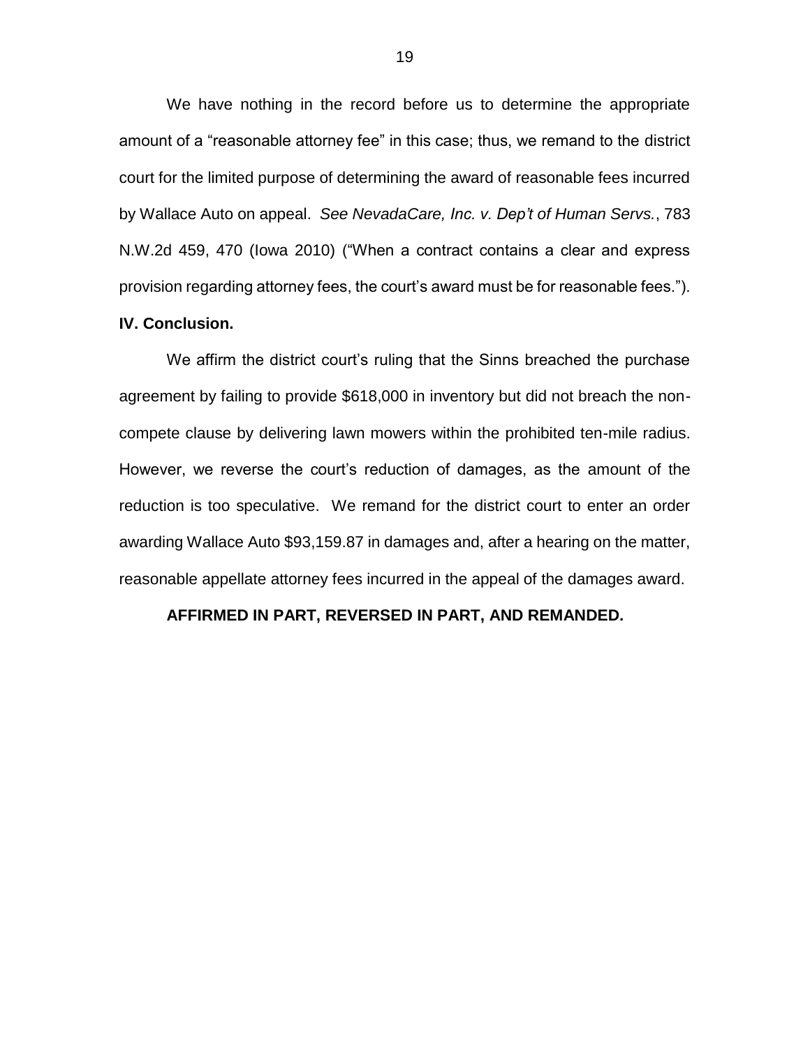We have nothing in the record before us to determine the appropriate amount of a "reasonable attorney fee" in this case; thus, we remand to the district court for the limited purpose of determining the award of reasonable fees incurred by Wallace Auto on appeal. *See NevadaCare, Inc. v. Dep't of Human Servs.*, 783 N.W.2d 459, 470 (Iowa 2010) ("When a contract contains a clear and express provision regarding attorney fees, the court's award must be for reasonable fees.").

**IV. Conclusion.**

We affirm the district court's ruling that the Sinns breached the purchase agreement by failing to provide $618,000 in inventory but did not breach the non-compete clause by delivering lawn mowers within the prohibited ten-mile radius. However, we reverse the court's reduction of damages, as the amount of the reduction is too speculative. We remand for the district court to enter an order awarding Wallace Auto $93,159.87 in damages and, after a hearing on the matter, reasonable appellate attorney fees incurred in the appeal of the damages award.

**AFFIRMED IN PART, REVERSED IN PART, AND REMANDED.**